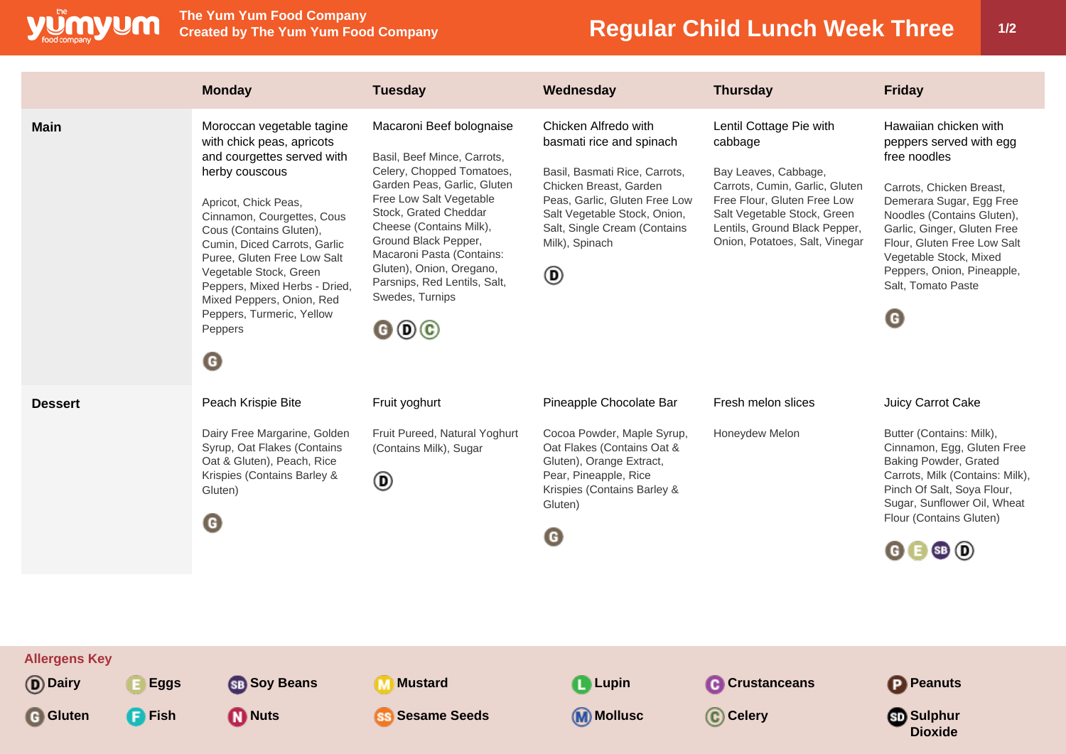# Regular Child Lunch Week Three

The Yum Yum Food Company
Created by The Yum Yum Food Company

| | Monday | Tuesday | Wednesday | Thursday | Friday |
|---|---|---|---|---|---|
| **Main** | Moroccan vegetable tagine with chick peas, apricots and courgettes served with herby couscous<br><br>Apricot, Chick Peas, Cinnamon, Courgettes, Cous Cous (Contains Gluten), Cumin, Diced Carrots, Garlic Puree, Gluten Free Low Salt Vegetable Stock, Green Peppers, Mixed Herbs - Dried, Mixed Peppers, Onion, Red Peppers, Turmeric, Yellow Peppers<br><br>G | Macaroni Beef bolognaise<br><br>Basil, Beef Mince, Carrots, Celery, Chopped Tomatoes, Garden Peas, Garlic, Gluten Free Low Salt Vegetable Stock, Grated Cheddar Cheese (Contains Milk), Ground Black Pepper, Macaroni Pasta (Contains: Gluten), Onion, Oregano, Parsnips, Red Lentils, Salt, Swedes, Turnips<br><br>G D C | Chicken Alfredo with basmati rice and spinach<br><br>Basil, Basmati Rice, Carrots, Chicken Breast, Garden Peas, Garlic, Gluten Free Low Salt Vegetable Stock, Onion, Salt, Single Cream (Contains Milk), Spinach<br><br>D | Lentil Cottage Pie with cabbage<br><br>Bay Leaves, Cabbage, Carrots, Cumin, Garlic, Gluten Free Flour, Gluten Free Low Salt Vegetable Stock, Green Lentils, Ground Black Pepper, Onion, Potatoes, Salt, Vinegar | Hawaiian chicken with peppers served with egg free noodles<br><br>Carrots, Chicken Breast, Demerara Sugar, Egg Free Noodles (Contains Gluten), Garlic, Ginger, Gluten Free Flour, Gluten Free Low Salt Vegetable Stock, Mixed Peppers, Onion, Pineapple, Salt, Tomato Paste<br><br>G |
| **Dessert** | Peach Krispie Bite<br><br>Dairy Free Margarine, Golden Syrup, Oat Flakes (Contains Oat & Gluten), Peach, Rice Krispies (Contains Barley & Gluten)<br><br>G | Fruit yoghurt<br><br>Fruit Pureed, Natural Yoghurt (Contains Milk), Sugar<br><br>D | Pineapple Chocolate Bar<br><br>Cocoa Powder, Maple Syrup, Oat Flakes (Contains Oat & Gluten), Orange Extract, Pear, Pineapple, Rice Krispies (Contains Barley & Gluten)<br><br>G | Fresh melon slices<br><br>Honeydew Melon | Juicy Carrot Cake<br><br>Butter (Contains: Milk), Cinnamon, Egg, Gluten Free Baking Powder, Grated Carrots, Milk (Contains: Milk), Pinch Of Salt, Soya Flour, Sugar, Sunflower Oil, Wheat Flour (Contains Gluten)<br><br>G E SB D |

## Allergens Key

- D Dairy
- E Eggs
- SB Soy Beans
- M Mustard
- L Lupin
- C Crustaceans
- P Peanuts
- G Gluten
- F Fish
- N Nuts
- SS Sesame Seeds
- M Mollusc
- C Celery
- SD Sulphur Dioxide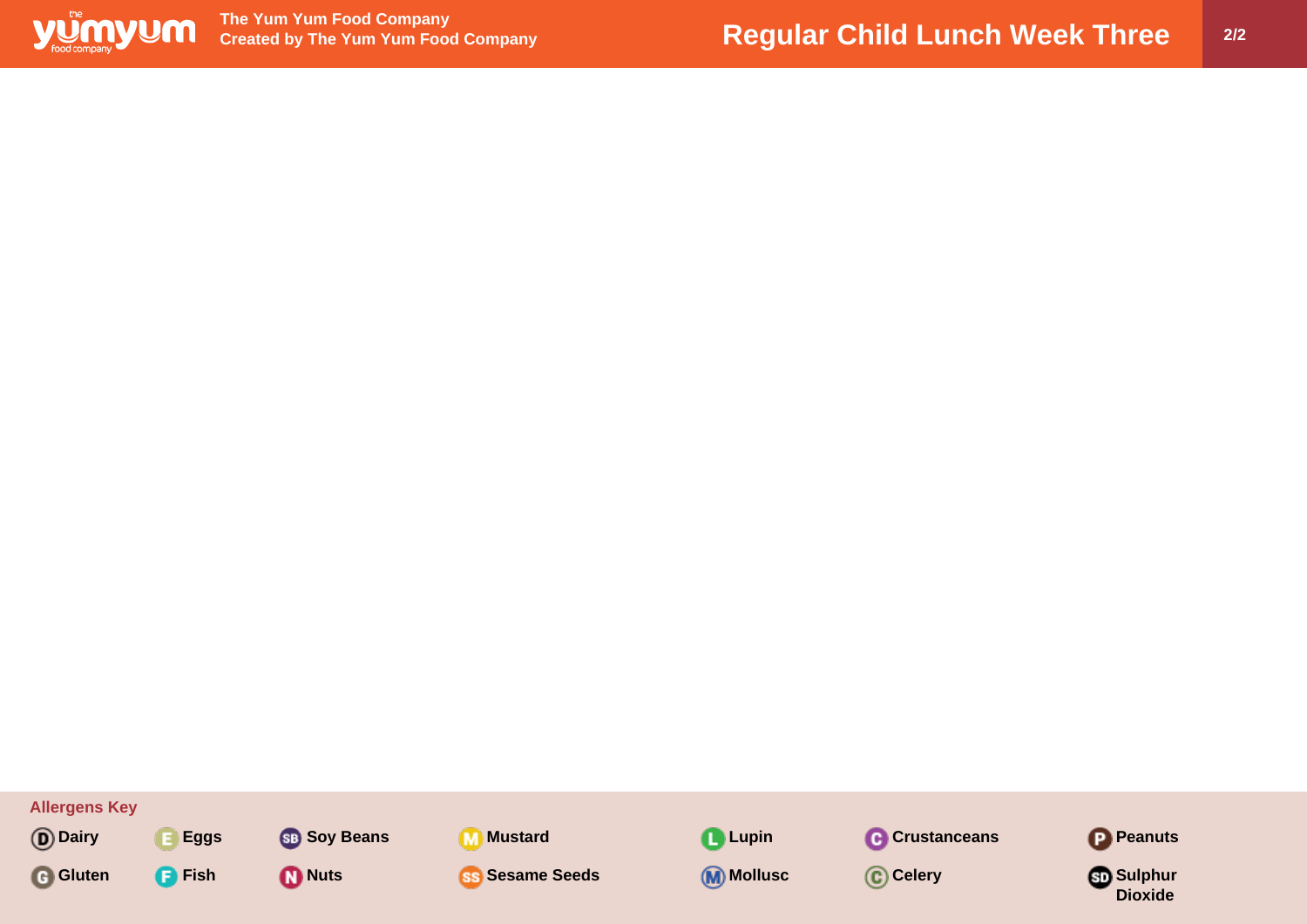# Regular Child Lunch Week Three

The Yum Yum Food Company
Created by The Yum Yum Food Company

## Allergens Key

| | | | | | | |
|---|---|---|---|---|---|---|
| D Dairy | E Eggs | SB Soy Beans | M Mustard | L Lupin | C Crustanceans | P Peanuts |
| G Gluten | F Fish | N Nuts | SS Sesame Seeds | M Mollusc | C Celery | SD Sulphur Dioxide |